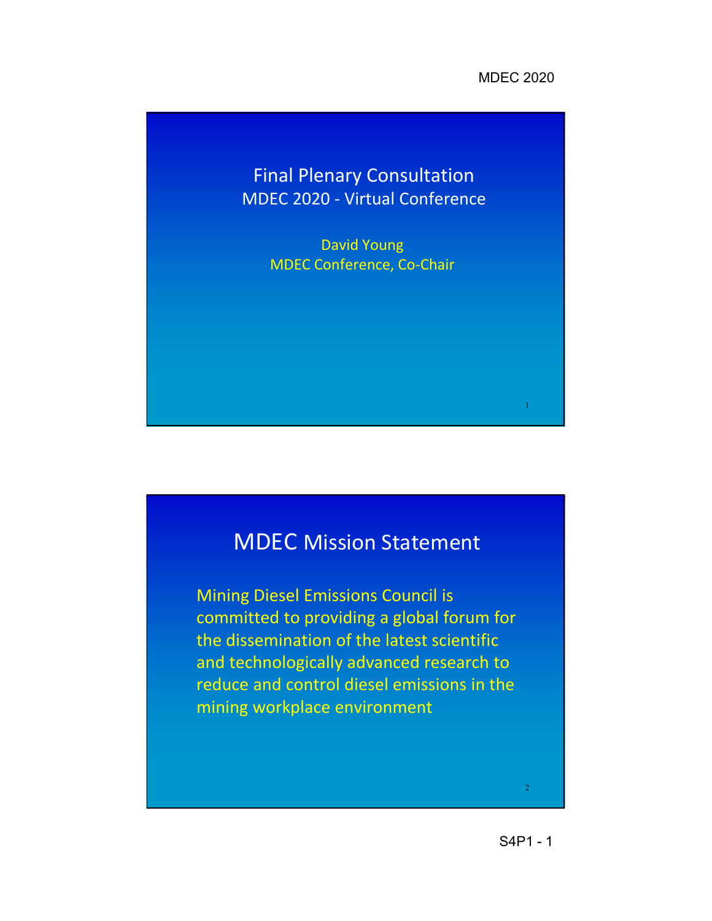# Final Plenary Consultation

MDEC 2020 - Virtual Conference

David Young

MDEC Conference, Co-Chair

## MDEC Mission Statement

Mining Diesel Emissions Council is committed to providing a global forum for the dissemination of the latest scientific and technologically advanced research to reduce and control diesel emissions in the mining workplace environment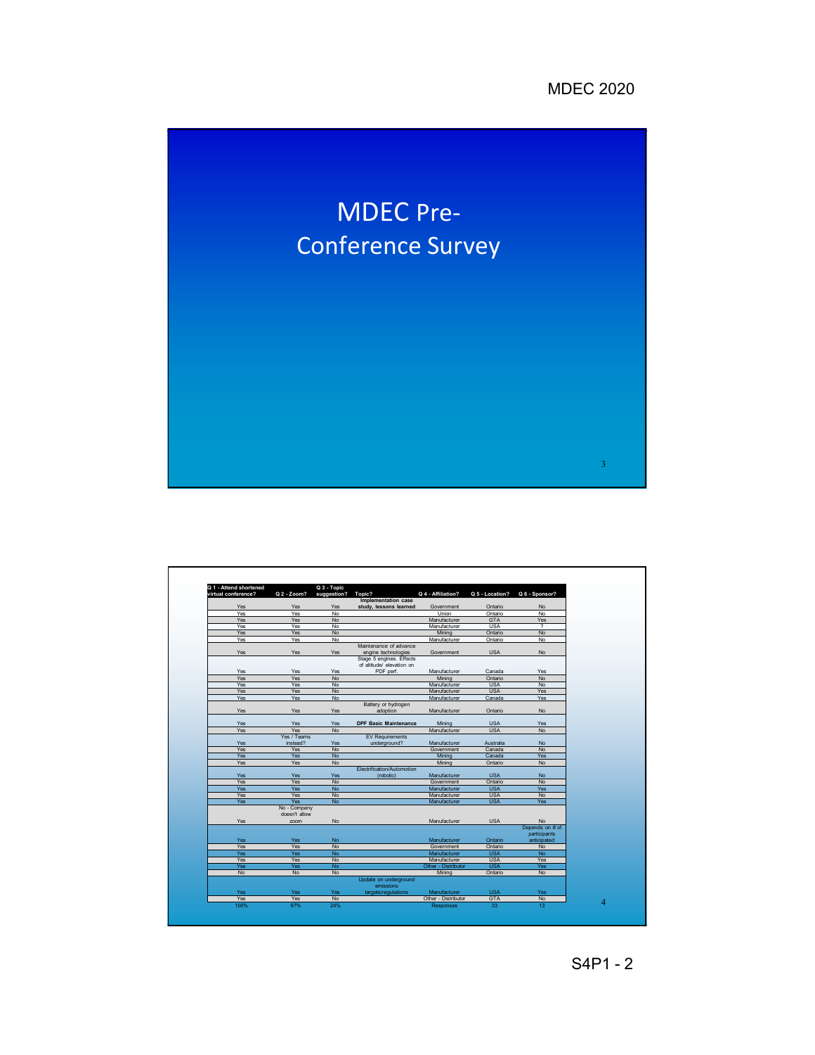# MDEC Pre-Conference Survey

| Q 1 - Attend shortened virtual conference? | Q 2 - Zoom? | Q 3 - Topic suggestion? | Topic? | Q 4 - Affiliation? | Q 5 - Location? | Q 6 - Sponsor? |
|---|---|---|---|---|---|---|
| Yes | Yes | Yes | **Implementation case study, lessons learned** | Government | Ontario | No |
| Yes | Yes | No | | Union | Ontario | No |
| Yes | Yes | No | | Manufacturer | GTA | Yes |
| Yes | Yes | No | | Manufacturer | USA | ? |
| Yes | Yes | No | | Mining | Ontario | No |
| Yes | Yes | No | | Manufacturer | Ontario | No |
| Yes | Yes | Yes | Maintenance of advance engine technologies | Government | USA | No |
| Yes | Yes | Yes | Stage 5 engines. Effects of altitude/ elevation on PDF perf. | Manufacturer | Canada | Yes |
| Yes | Yes | No | | Mining | Ontario | No |
| Yes | Yes | No | | Manufacturer | USA | No |
| Yes | Yes | No | | Manufacturer | USA | Yes |
| Yes | Yes | No | | Manufacturer | Canada | Yes |
| Yes | Yes | Yes | Battery or hydrogen adoption | Manufacturer | Ontario | No |
| Yes | Yes | Yes | **DPF Basic Maintenance** | Mining | USA | Yes |
| Yes | Yes | No | | Manufacturer | USA | No |
| Yes | Yes / Teams instead? | Yes | EV Requirements underground? | Manufacturer | Australia | No |
| Yes | Yes | No | | Government | Canada | No |
| Yes | Yes | No | | Mining | Canada | Yes |
| Yes | Yes | No | | Mining | Ontario | No |
| Yes | Yes | Yes | Electrification/Automotion (robotic) | Manufacturer | USA | No |
| Yes | Yes | No | | Government | Ontario | No |
| Yes | Yes | No | | Manufacturer | USA | Yes |
| Yes | Yes | No | | Manufacturer | USA | No |
| Yes | Yes | No | | Manufacturer | USA | Yes |
| Yes | No - Company doesn't allow zoom | No | | Manufacturer | USA | No |
| Yes | Yes | No | | Manufacturer | Ontario | Depends on # of participants anticipated |
| Yes | Yes | No | | Government | Ontario | No |
| Yes | Yes | No | | Manufacturer | USA | No |
| Yes | Yes | No | | Manufacturer | USA | Yes |
| Yes | Yes | No | | Other - Distributor | USA | Yes |
| No | No | No | | Mining | Ontario | No |
| Yes | Yes | Yes | Update on underground emissions targets/regulations | Manufacturer | USA | Yes |
| Yes | Yes | No | | Other - Distributor | GTA | No |
| 100% | 97% | 24% | | Responses | 33 | 13 |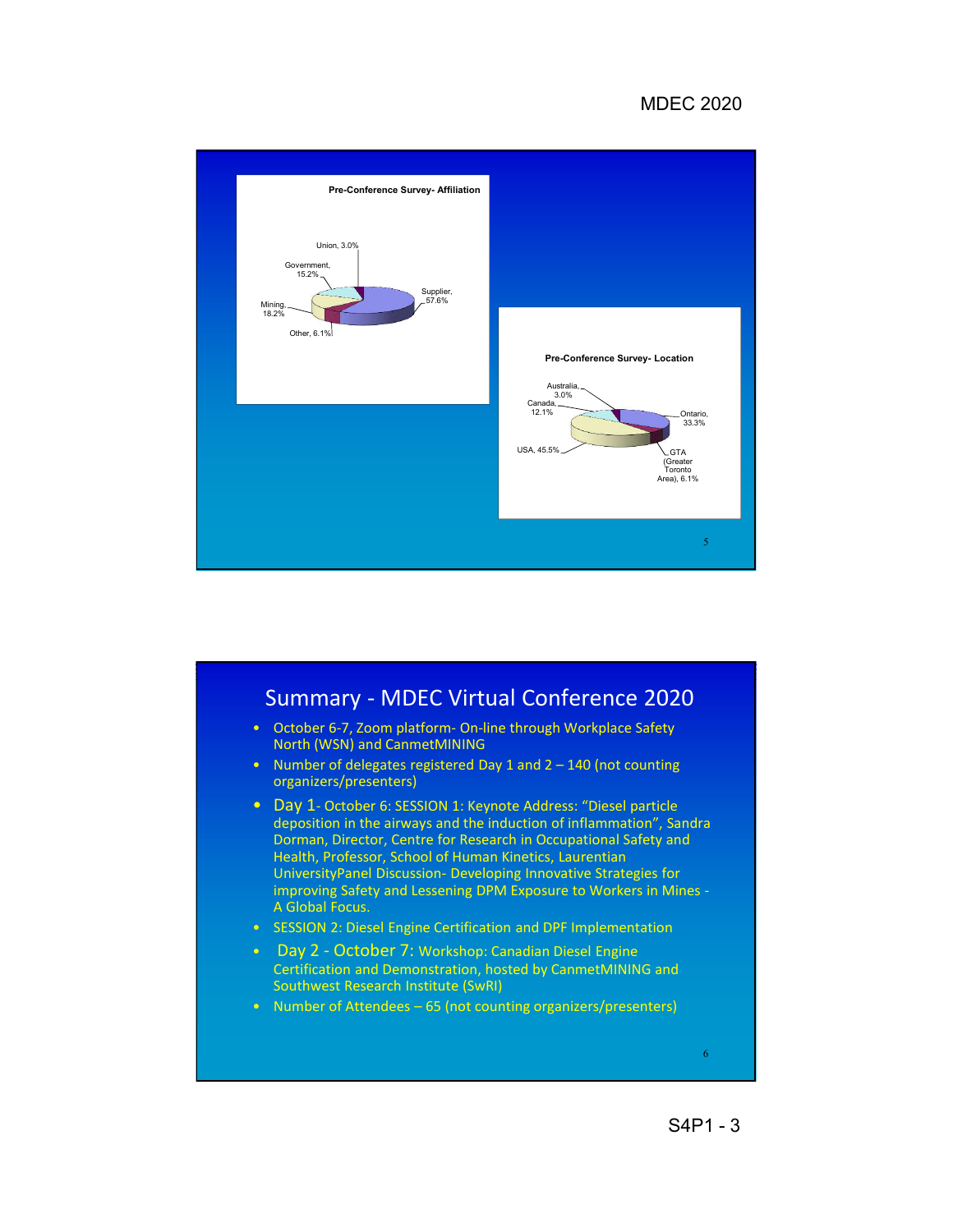**Pre-Conference Survey- Affiliation**

Union, 3.0%
Government, 15.2%
Mining, 18.2%
Other, 6.1%
Supplier, 57.6%

**Pre-Conference Survey- Location**

Australia, 3.0%
Canada, 12.1%
USA, 45.5%
Ontario, 33.3%
GTA (Greater Toronto Area), 6.1%

## Summary - MDEC Virtual Conference 2020

- October 6-7, Zoom platform- On-line through Workplace Safety North (WSN) and CanmetMINING
- Number of delegates registered Day 1 and 2 – 140 (not counting organizers/presenters)
- Day 1- October 6: SESSION 1: Keynote Address: "Diesel particle deposition in the airways and the induction of inflammation", Sandra Dorman, Director, Centre for Research in Occupational Safety and Health, Professor, School of Human Kinetics, Laurentian UniversityPanel Discussion- Developing Innovative Strategies for improving Safety and Lessening DPM Exposure to Workers in Mines - A Global Focus.
- SESSION 2: Diesel Engine Certification and DPF Implementation
- Day 2 - October 7: Workshop: Canadian Diesel Engine Certification and Demonstration, hosted by CanmetMINING and Southwest Research Institute (SwRI)
- Number of Attendees – 65 (not counting organizers/presenters)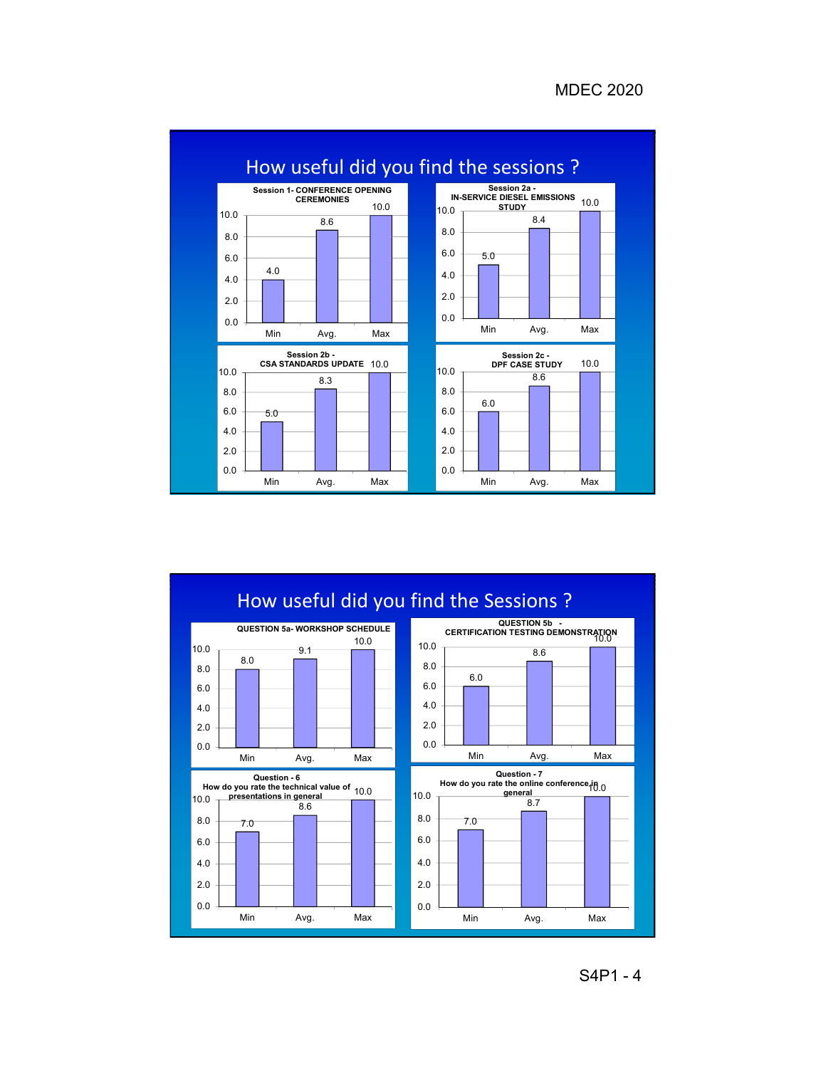## How useful did you find the sessions ?

**Session 1- CONFERENCE OPENING CEREMONIES**

| Min | Avg. | Max |
|---|---|---|
| 4.0 | 8.6 | 10.0 |

**Session 2a - IN-SERVICE DIESEL EMISSIONS STUDY**

| Min | Avg. | Max |
|---|---|---|
| 5.0 | 8.4 | 10.0 |

**Session 2b - CSA STANDARDS UPDATE**

| Min | Avg. | Max |
|---|---|---|
| 5.0 | 8.3 | 10.0 |

**Session 2c - DPF CASE STUDY**

| Min | Avg. | Max |
|---|---|---|
| 6.0 | 8.6 | 10.0 |

## How useful did you find the Sessions ?

**QUESTION 5a- WORKSHOP SCHEDULE**

| Min | Avg. | Max |
|---|---|---|
| 8.0 | 9.1 | 10.0 |

**QUESTION 5b - CERTIFICATION TESTING DEMONSTRATION**

| Min | Avg. | Max |
|---|---|---|
| 6.0 | 8.6 | 10.0 |

**Question - 6**
**How do you rate the technical value of presentations in general**

| Min | Avg. | Max |
|---|---|---|
| 7.0 | 8.6 | 10.0 |

**Question - 7**
**How do you rate the online conference in general**

| Min | Avg. | Max |
|---|---|---|
| 7.0 | 8.7 | 10.0 |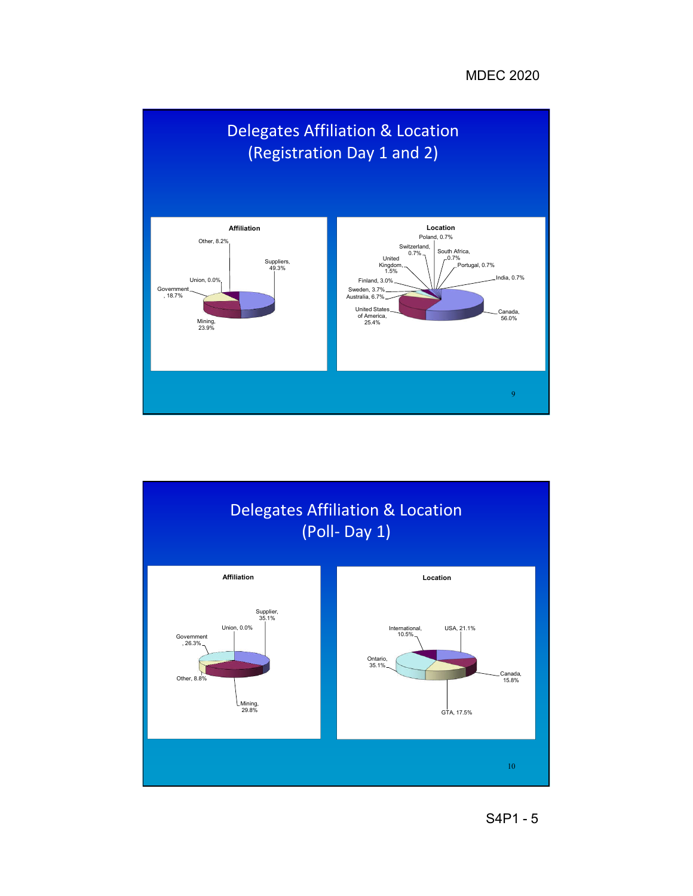# Delegates Affiliation & Location (Registration Day 1 and 2)

**Affiliation**

- Suppliers, 49.3%
- Mining, 23.9%
- Government, 18.7%
- Other, 8.2%
- Union, 0.0%

**Location**

- Canada, 56.0%
- United States of America, 25.4%
- Australia, 6.7%
- Sweden, 3.7%
- Finland, 3.0%
- United Kingdom, 1.5%
- Switzerland, 0.7%
- Poland, 0.7%
- South Africa, 0.7%
- Portugal, 0.7%
- India, 0.7%

# Delegates Affiliation & Location (Poll- Day 1)

**Affiliation**

- Supplier, 35.1%
- Mining, 29.8%
- Government, 26.3%
- Other, 8.8%
- Union, 0.0%

**Location**

- Ontario, 35.1%
- USA, 21.1%
- GTA, 17.5%
- Canada, 15.8%
- International, 10.5%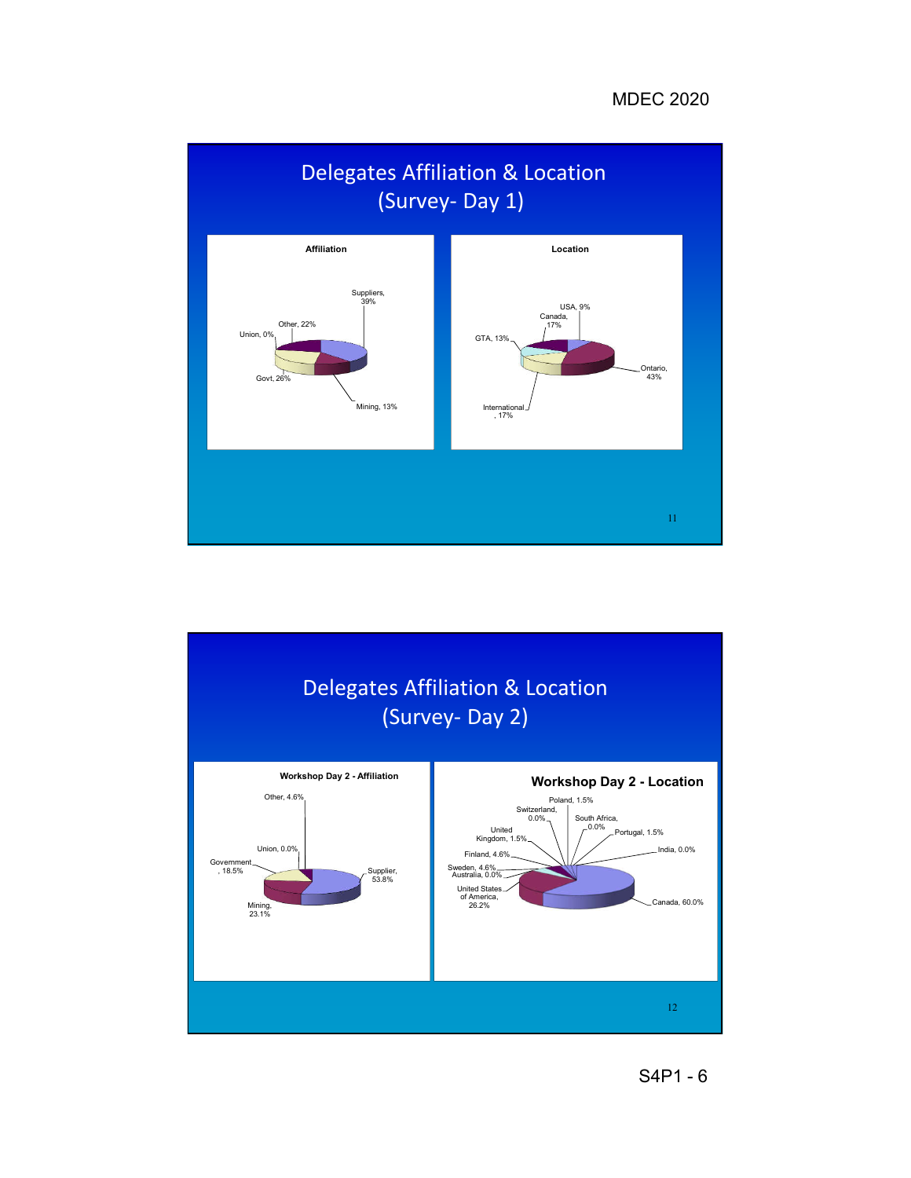## Delegates Affiliation & Location (Survey- Day 1)

**Affiliation**

Suppliers, 39%
Other, 22%
Union, 0%
Govt, 26%
Mining, 13%

**Location**

USA, 9%
Canada, 17%
GTA, 13%
Ontario, 43%
International, 17%

## Delegates Affiliation & Location (Survey- Day 2)

**Workshop Day 2 - Affiliation**

Other, 4.6%
Union, 0.0%
Government, 18.5%
Supplier, 53.8%
Mining, 23.1%

**Workshop Day 2 - Location**

Poland, 1.5%
Switzerland, 0.0%
South Africa, 0.0%
United Kingdom, 1.5%
Portugal, 1.5%
India, 0.0%
Finland, 4.6%
Sweden, 4.6%
Australia, 0.0%
United States of America, 26.2%
Canada, 60.0%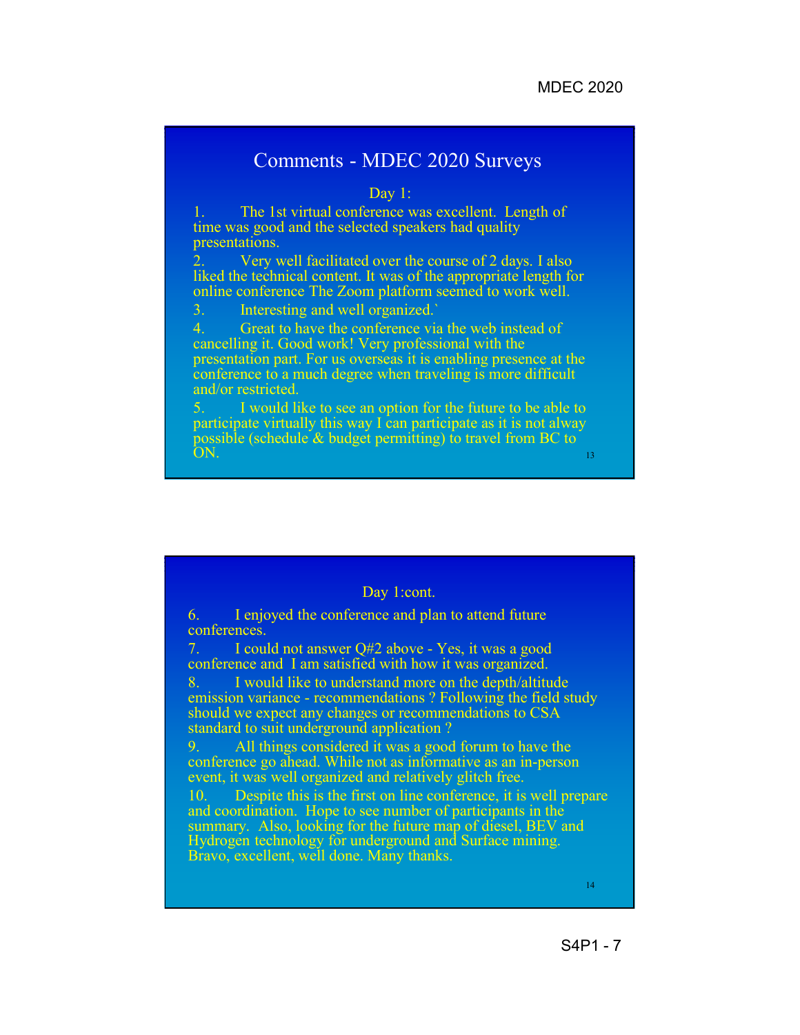## Comments - MDEC 2020 Surveys

Day 1:

1. The 1st virtual conference was excellent. Length of time was good and the selected speakers had quality presentations.
2. Very well facilitated over the course of 2 days. I also liked the technical content. It was of the appropriate length for online conference The Zoom platform seemed to work well.
3. Interesting and well organized.`
4. Great to have the conference via the web instead of cancelling it. Good work! Very professional with the presentation part. For us overseas it is enabling presence at the conference to a much degree when traveling is more difficult and/or restricted.
5. I would like to see an option for the future to be able to participate virtually this way I can participate as it is not alway possible (schedule & budget permitting) to travel from BC to ON.

Day 1:cont.

6. I enjoyed the conference and plan to attend future conferences.
7. I could not answer Q#2 above - Yes, it was a good conference and I am satisfied with how it was organized.
8. I would like to understand more on the depth/altitude emission variance - recommendations ? Following the field study should we expect any changes or recommendations to CSA standard to suit underground application ?
9. All things considered it was a good forum to have the conference go ahead. While not as informative as an in-person event, it was well organized and relatively glitch free.
10. Despite this is the first on line conference, it is well prepare and coordination. Hope to see number of participants in the summary. Also, looking for the future map of diesel, BEV and Hydrogen technology for underground and Surface mining. Bravo, excellent, well done. Many thanks.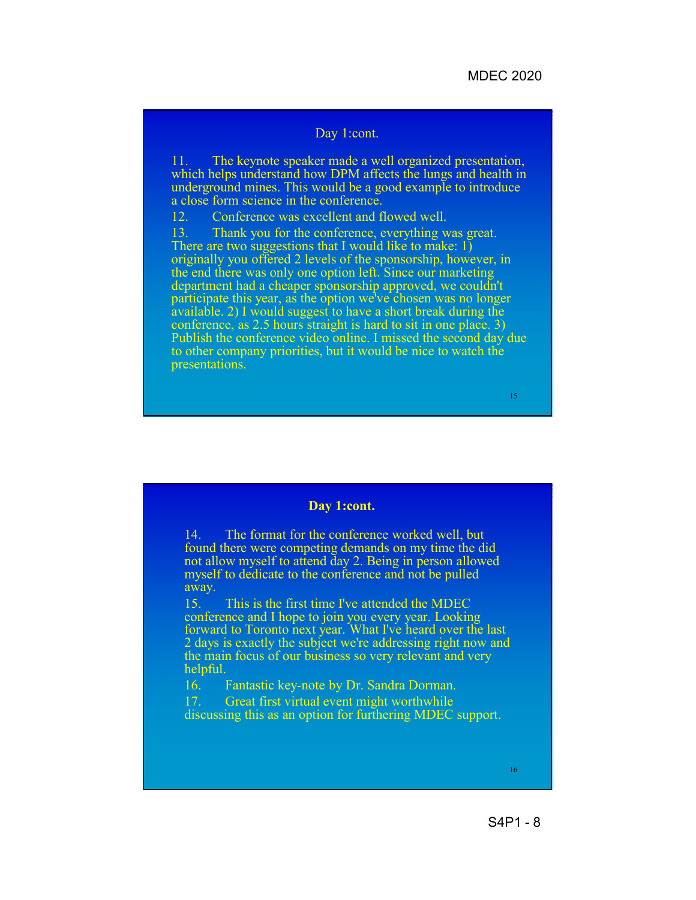## Day 1:cont.

11. The keynote speaker made a well organized presentation, which helps understand how DPM affects the lungs and health in underground mines. This would be a good example to introduce a close form science in the conference.

12. Conference was excellent and flowed well.

13. Thank you for the conference, everything was great. There are two suggestions that I would like to make: 1) originally you offered 2 levels of the sponsorship, however, in the end there was only one option left. Since our marketing department had a cheaper sponsorship approved, we couldn't participate this year, as the option we've chosen was no longer available. 2) I would suggest to have a short break during the conference, as 2.5 hours straight is hard to sit in one place. 3) Publish the conference video online. I missed the second day due to other company priorities, but it would be nice to watch the presentations.

## Day 1:cont.

14. The format for the conference worked well, but found there were competing demands on my time the did not allow myself to attend day 2. Being in person allowed myself to dedicate to the conference and not be pulled away.

15. This is the first time I've attended the MDEC conference and I hope to join you every year. Looking forward to Toronto next year. What I've heard over the last 2 days is exactly the subject we're addressing right now and the main focus of our business so very relevant and very helpful.

16. Fantastic key-note by Dr. Sandra Dorman.

17. Great first virtual event might worthwhile discussing this as an option for furthering MDEC support.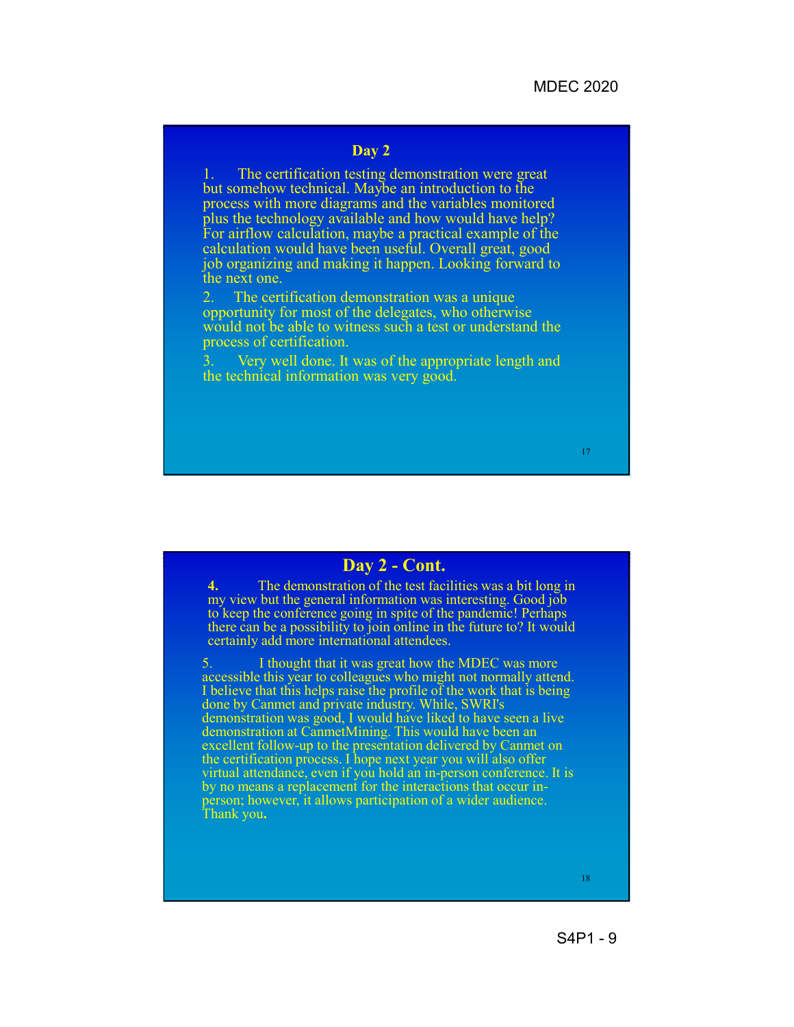## Day 2

1. The certification testing demonstration were great but somehow technical. Maybe an introduction to the process with more diagrams and the variables monitored plus the technology available and how would have help? For airflow calculation, maybe a practical example of the calculation would have been useful. Overall great, good job organizing and making it happen. Looking forward to the next one.
2. The certification demonstration was a unique opportunity for most of the delegates, who otherwise would not be able to witness such a test or understand the process of certification.
3. Very well done. It was of the appropriate length and the technical information was very good.

## Day 2 - Cont.

4. The demonstration of the test facilities was a bit long in my view but the general information was interesting. Good job to keep the conference going in spite of the pandemic! Perhaps there can be a possibility to join online in the future to? It would certainly add more international attendees.

5. I thought that it was great how the MDEC was more accessible this year to colleagues who might not normally attend. I believe that this helps raise the profile of the work that is being done by Canmet and private industry. While, SWRI's demonstration was good, I would have liked to have seen a live demonstration at CanmetMining. This would have been an excellent follow-up to the presentation delivered by Canmet on the certification process. I hope next year you will also offer virtual attendance, even if you hold an in-person conference. It is by no means a replacement for the interactions that occur in-person; however, it allows participation of a wider audience. Thank you.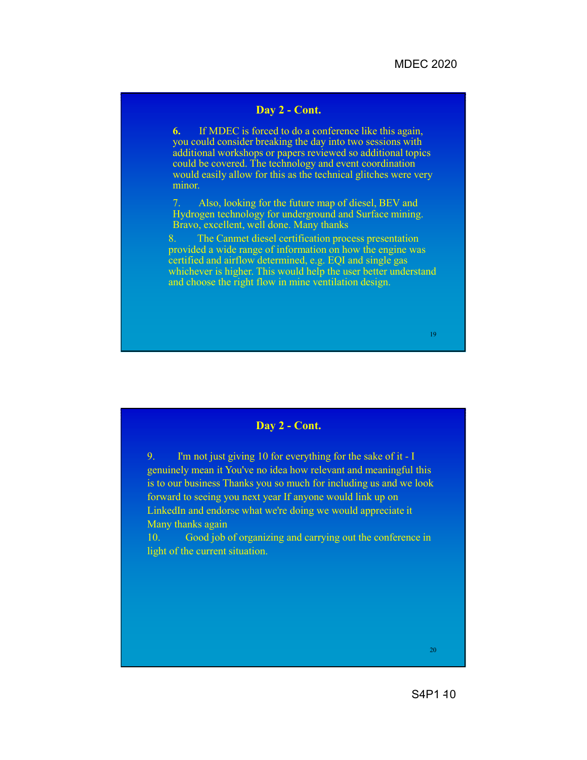## Day 2 - Cont.

**6.** If MDEC is forced to do a conference like this again, you could consider breaking the day into two sessions with additional workshops or papers reviewed so additional topics could be covered. The technology and event coordination would easily allow for this as the technical glitches were very minor.

7. Also, looking for the future map of diesel, BEV and Hydrogen technology for underground and Surface mining. Bravo, excellent, well done. Many thanks

8. The Canmet diesel certification process presentation provided a wide range of information on how the engine was certified and airflow determined, e.g. EQI and single gas whichever is higher. This would help the user better understand and choose the right flow in mine ventilation design.

## Day 2 - Cont.

9. I'm not just giving 10 for everything for the sake of it - I genuinely mean it You've no idea how relevant and meaningful this is to our business Thanks you so much for including us and we look forward to seeing you next year If anyone would link up on LinkedIn and endorse what we're doing we would appreciate it Many thanks again

10. Good job of organizing and carrying out the conference in light of the current situation.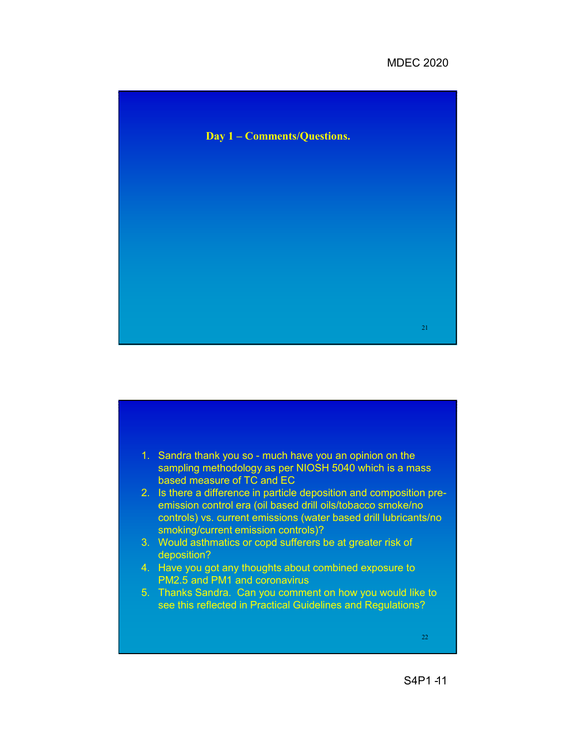## Day 1 – Comments/Questions.

1. Sandra thank you so - much have you an opinion on the sampling methodology as per NIOSH 5040 which is a mass based measure of TC and EC
2. Is there a difference in particle deposition and composition pre-emission control era (oil based drill oils/tobacco smoke/no controls) vs. current emissions (water based drill lubricants/no smoking/current emission controls)?
3. Would asthmatics or copd sufferers be at greater risk of deposition?
4. Have you got any thoughts about combined exposure to PM2.5 and PM1 and coronavirus
5. Thanks Sandra. Can you comment on how you would like to see this reflected in Practical Guidelines and Regulations?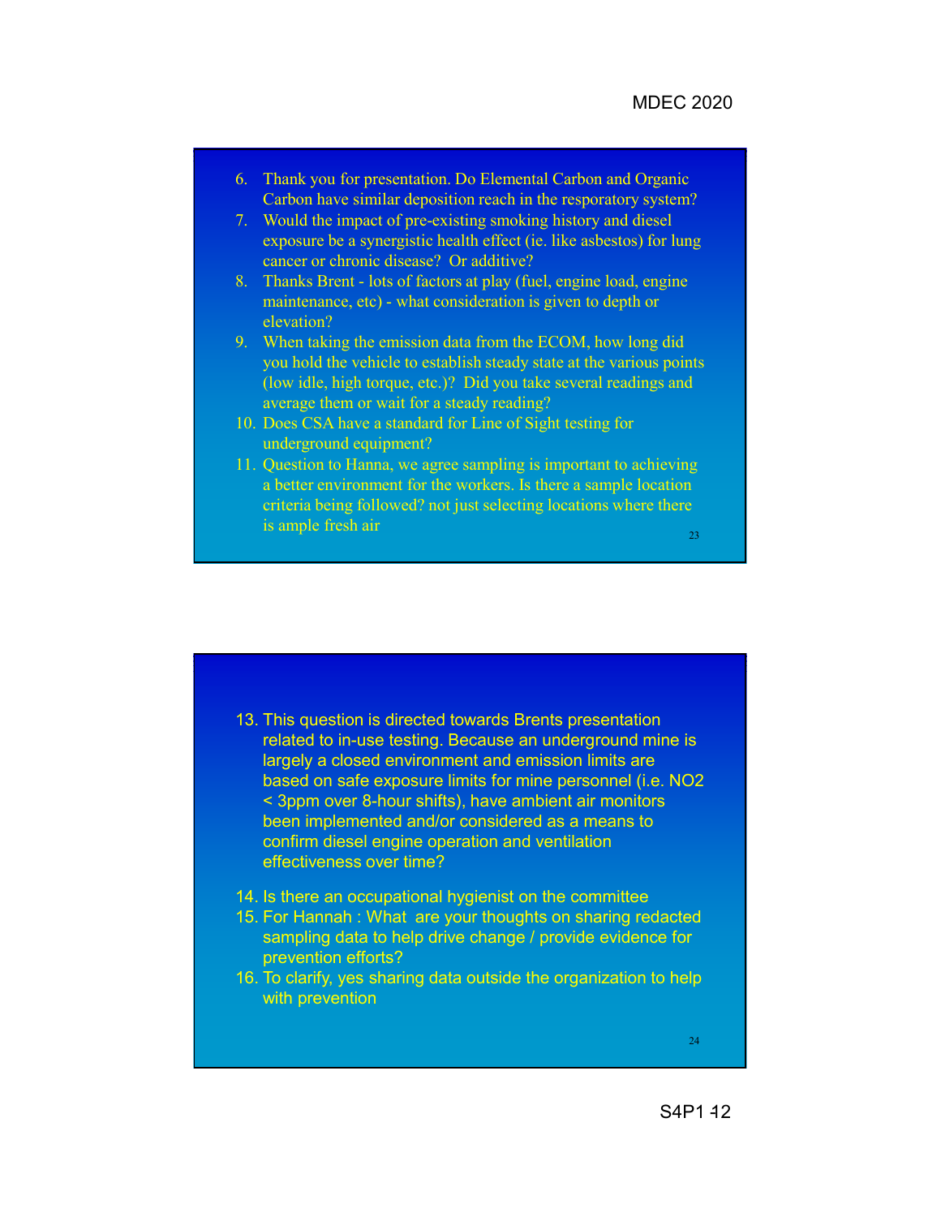6. Thank you for presentation. Do Elemental Carbon and Organic Carbon have similar deposition reach in the resporatory system?
7. Would the impact of pre-existing smoking history and diesel exposure be a synergistic health effect (ie. like asbestos) for lung cancer or chronic disease? Or additive?
8. Thanks Brent - lots of factors at play (fuel, engine load, engine maintenance, etc) - what consideration is given to depth or elevation?
9. When taking the emission data from the ECOM, how long did you hold the vehicle to establish steady state at the various points (low idle, high torque, etc.)? Did you take several readings and average them or wait for a steady reading?
10. Does CSA have a standard for Line of Sight testing for underground equipment?
11. Question to Hanna, we agree sampling is important to achieving a better environment for the workers. Is there a sample location criteria being followed? not just selecting locations where there is ample fresh air

13. This question is directed towards Brents presentation related to in-use testing. Because an underground mine is largely a closed environment and emission limits are based on safe exposure limits for mine personnel (i.e. $NO_2$ < 3ppm over 8-hour shifts), have ambient air monitors been implemented and/or considered as a means to confirm diesel engine operation and ventilation effectiveness over time?
14. Is there an occupational hygienist on the committee
15. For Hannah : What are your thoughts on sharing redacted sampling data to help drive change / provide evidence for prevention efforts?
16. To clarify, yes sharing data outside the organization to help with prevention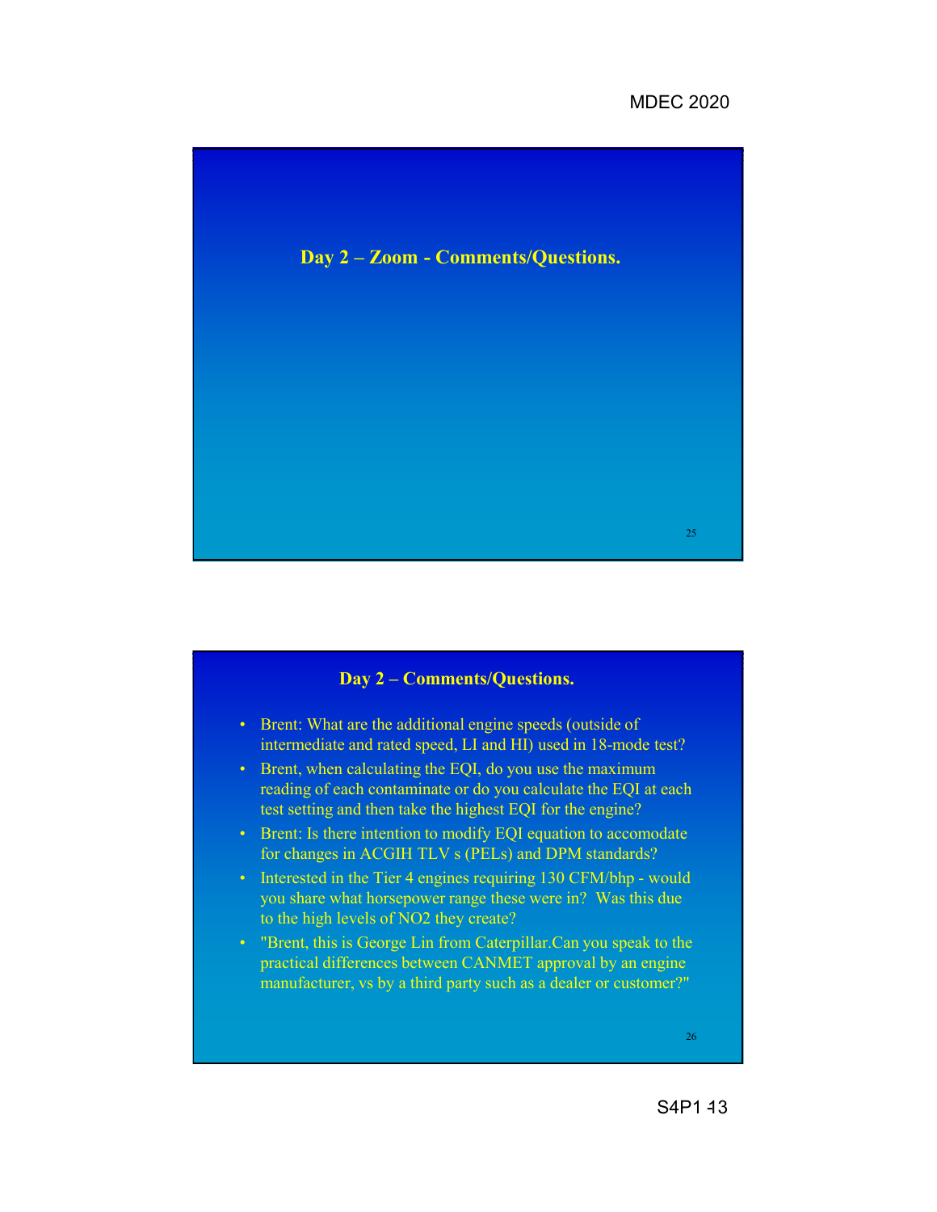## Day 2 – Zoom - Comments/Questions.

## Day 2 – Comments/Questions.

- Brent: What are the additional engine speeds (outside of intermediate and rated speed, LI and HI) used in 18-mode test?
- Brent, when calculating the EQI, do you use the maximum reading of each contaminate or do you calculate the EQI at each test setting and then take the highest EQI for the engine?
- Brent: Is there intention to modify EQI equation to accomodate for changes in ACGIH TLV s (PELs) and DPM standards?
- Interested in the Tier 4 engines requiring 130 CFM/bhp - would you share what horsepower range these were in? Was this due to the high levels of $NO_2$ they create?
- "Brent, this is George Lin from Caterpillar.Can you speak to the practical differences between CANMET approval by an engine manufacturer, vs by a third party such as a dealer or customer?"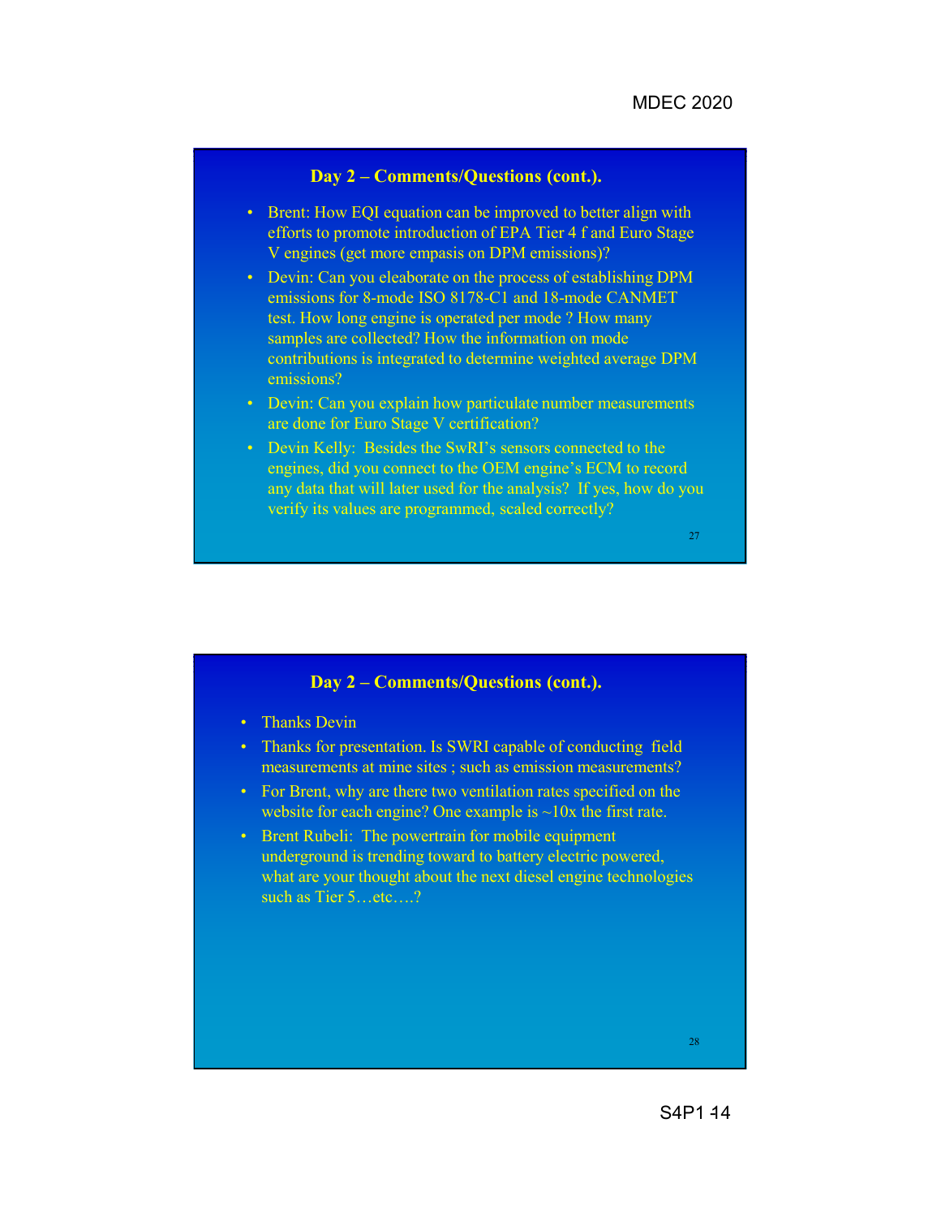## Day 2 – Comments/Questions (cont.).

- Brent: How EQI equation can be improved to better align with efforts to promote introduction of EPA Tier 4 f and Euro Stage V engines (get more empasis on DPM emissions)?
- Devin: Can you eleaborate on the process of establishing DPM emissions for 8-mode ISO 8178-C1 and 18-mode CANMET test. How long engine is operated per mode ? How many samples are collected? How the information on mode contributions is integrated to determine weighted average DPM emissions?
- Devin: Can you explain how particulate number measurements are done for Euro Stage V certification?
- Devin Kelly: Besides the SwRI's sensors connected to the engines, did you connect to the OEM engine's ECM to record any data that will later used for the analysis? If yes, how do you verify its values are programmed, scaled correctly?

## Day 2 – Comments/Questions (cont.).

- Thanks Devin
- Thanks for presentation. Is SWRI capable of conducting field measurements at mine sites ; such as emission measurements?
- For Brent, why are there two ventilation rates specified on the website for each engine? One example is ~10x the first rate.
- Brent Rubeli: The powertrain for mobile equipment underground is trending toward to battery electric powered, what are your thought about the next diesel engine technologies such as Tier 5…etc….?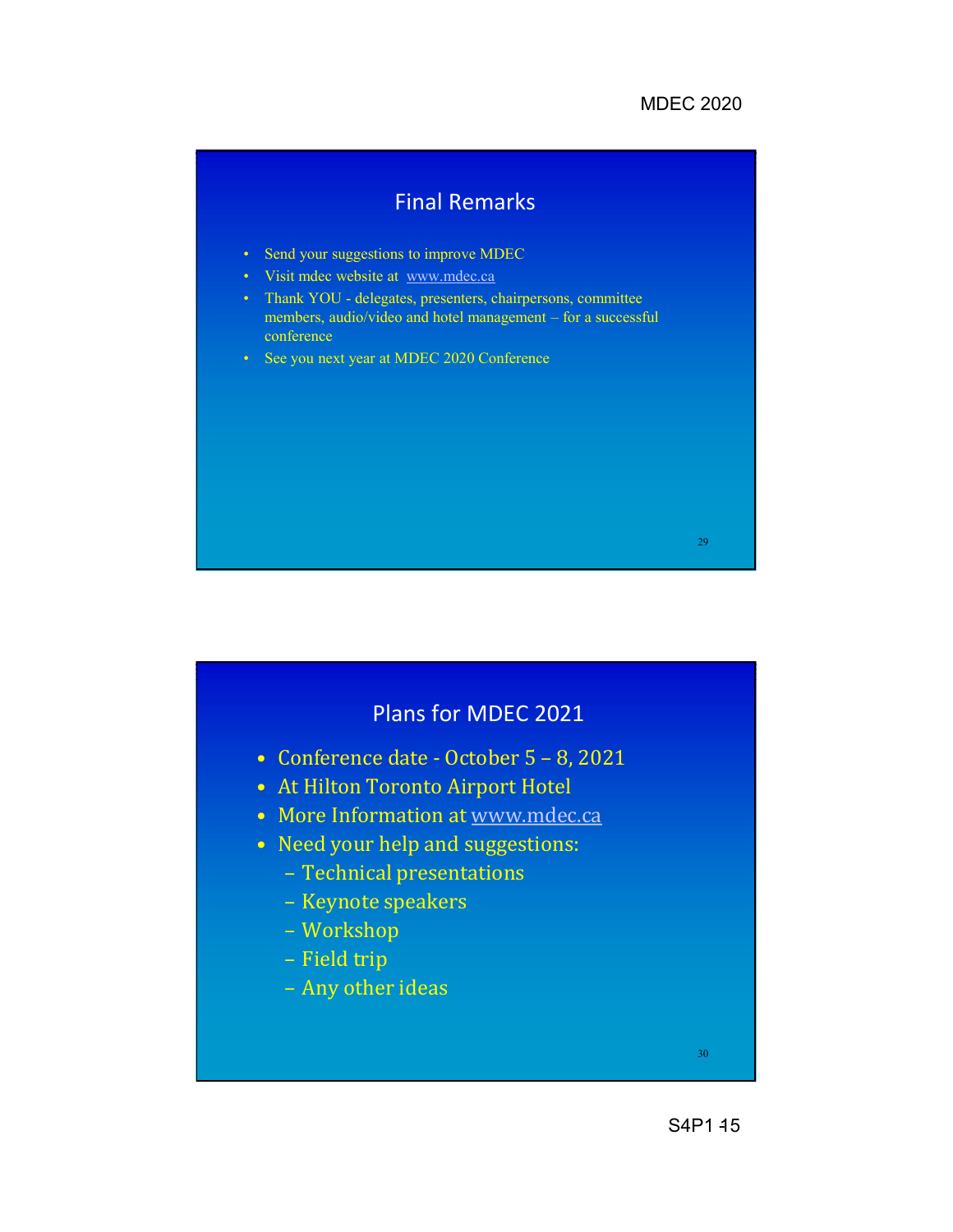## Final Remarks

- Send your suggestions to improve MDEC
- Visit mdec website at www.mdec.ca
- Thank YOU - delegates, presenters, chairpersons, committee members, audio/video and hotel management – for a successful conference
- See you next year at MDEC 2020 Conference

## Plans for MDEC 2021

- Conference date - October 5 – 8, 2021
- At Hilton Toronto Airport Hotel
- More Information at www.mdec.ca
- Need your help and suggestions:
  - Technical presentations
  - Keynote speakers
  - Workshop
  - Field trip
  - Any other ideas